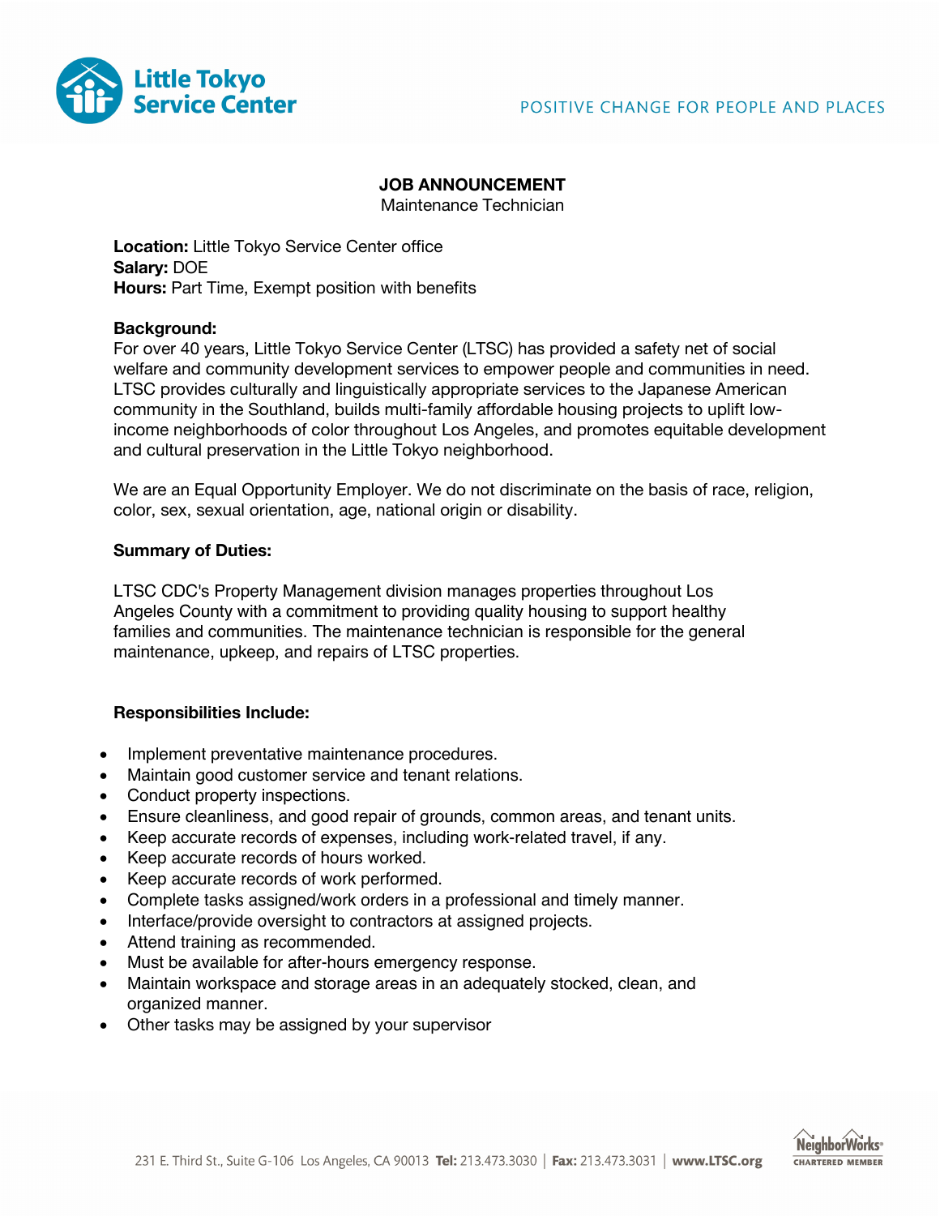# JOB ANNOUNCEMENT

Maintenance Technician

**Location:** Little Tokyo Service Center office
**Salary:** DOE
**Hours:** Part Time, Exempt position with benefits

**Background:**
For over 40 years, Little Tokyo Service Center (LTSC) has provided a safety net of social welfare and community development services to empower people and communities in need. LTSC provides culturally and linguistically appropriate services to the Japanese American community in the Southland, builds multi-family affordable housing projects to uplift low-income neighborhoods of color throughout Los Angeles, and promotes equitable development and cultural preservation in the Little Tokyo neighborhood.

We are an Equal Opportunity Employer. We do not discriminate on the basis of race, religion, color, sex, sexual orientation, age, national origin or disability.

**Summary of Duties:**

LTSC CDC's Property Management division manages properties throughout Los Angeles County with a commitment to providing quality housing to support healthy families and communities. The maintenance technician is responsible for the general maintenance, upkeep, and repairs of LTSC properties.

**Responsibilities Include:**

- Implement preventative maintenance procedures.
- Maintain good customer service and tenant relations.
- Conduct property inspections.
- Ensure cleanliness, and good repair of grounds, common areas, and tenant units.
- Keep accurate records of expenses, including work-related travel, if any.
- Keep accurate records of hours worked.
- Keep accurate records of work performed.
- Complete tasks assigned/work orders in a professional and timely manner.
- Interface/provide oversight to contractors at assigned projects.
- Attend training as recommended.
- Must be available for after-hours emergency response.
- Maintain workspace and storage areas in an adequately stocked, clean, and organized manner.
- Other tasks may be assigned by your supervisor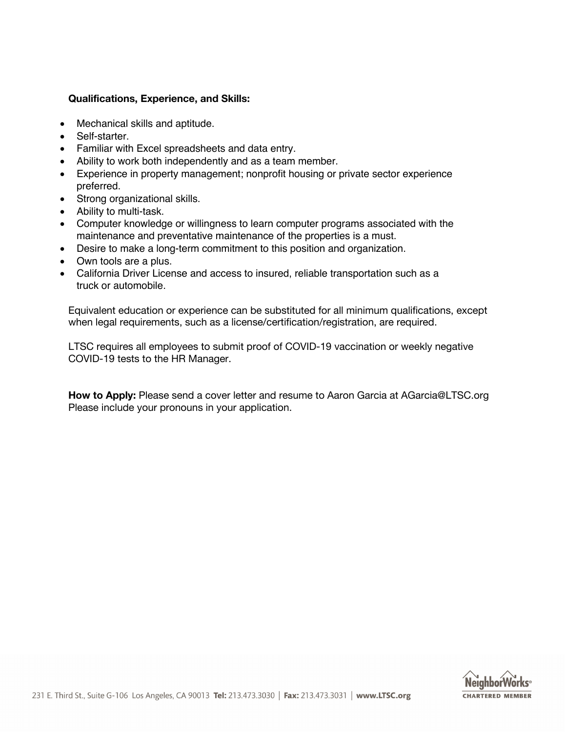**Qualifications, Experience, and Skills:**

- Mechanical skills and aptitude.
- Self-starter.
- Familiar with Excel spreadsheets and data entry.
- Ability to work both independently and as a team member.
- Experience in property management; nonprofit housing or private sector experience preferred.
- Strong organizational skills.
- Ability to multi-task.
- Computer knowledge or willingness to learn computer programs associated with the maintenance and preventative maintenance of the properties is a must.
- Desire to make a long-term commitment to this position and organization.
- Own tools are a plus.
- California Driver License and access to insured, reliable transportation such as a truck or automobile.

Equivalent education or experience can be substituted for all minimum qualifications, except when legal requirements, such as a license/certification/registration, are required.

LTSC requires all employees to submit proof of COVID-19 vaccination or weekly negative COVID-19 tests to the HR Manager.

**How to Apply:** Please send a cover letter and resume to Aaron Garcia at AGarcia@LTSC.org Please include your pronouns in your application.